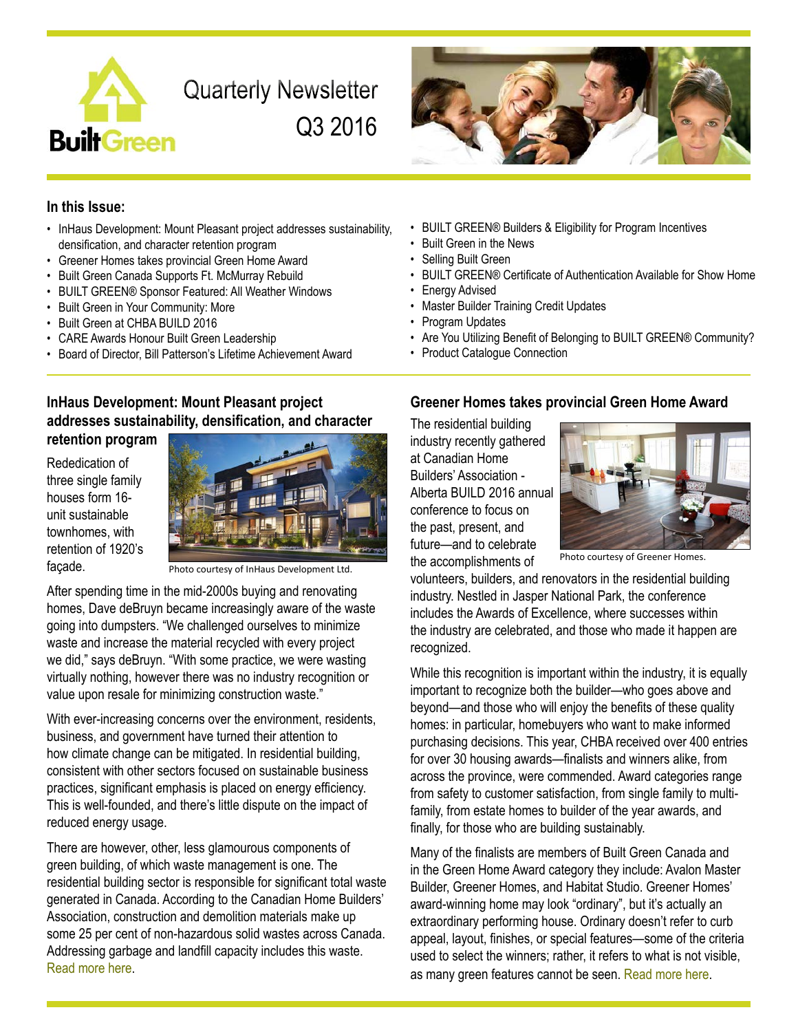# Quarterly Newsletter Q3 2016

BuiltGreen

## In this Issue:

- InHaus Development: Mount Pleasant project addresses sustainability, densification, and character retention program
- Greener Homes takes provincial Green Home Award
- Built Green Canada Supports Ft. McMurray Rebuild
- BUILT GREEN® Sponsor Featured: All Weather Windows
- Built Green in Your Community: More
- Built Green at CHBA BUILD 2016
- CARE Awards Honour Built Green Leadership
- Board of Director, Bill Patterson's Lifetime Achievement Award
- BUILT GREEN® Builders & Eligibility for Program Incentives
- Built Green in the News
- Selling Built Green
- BUILT GREEN® Certificate of Authentication Available for Show Home
- Energy Advised
- Master Builder Training Credit Updates
- Program Updates
- Are You Utilizing Benefit of Belonging to BUILT GREEN® Community?
- Product Catalogue Connection

## InHaus Development: Mount Pleasant project addresses sustainability, densification, and character retention program

Rededication of three single family houses form 16-unit sustainable townhomes, with retention of 1920's façade.

Photo courtesy of InHaus Development Ltd.

After spending time in the mid-2000s buying and renovating homes, Dave deBruyn became increasingly aware of the waste going into dumpsters. "We challenged ourselves to minimize waste and increase the material recycled with every project we did," says deBruyn. "With some practice, we were wasting virtually nothing, however there was no industry recognition or value upon resale for minimizing construction waste."

With ever-increasing concerns over the environment, residents, business, and government have turned their attention to how climate change can be mitigated. In residential building, consistent with other sectors focused on sustainable business practices, significant emphasis is placed on energy efficiency. This is well-founded, and there's little dispute on the impact of reduced energy usage.

There are however, other, less glamourous components of green building, of which waste management is one. The residential building sector is responsible for significant total waste generated in Canada. According to the Canadian Home Builders' Association, construction and demolition materials make up some 25 per cent of non-hazardous solid wastes across Canada. Addressing garbage and landfill capacity includes this waste. Read more here.

## Greener Homes takes provincial Green Home Award

The residential building industry recently gathered at Canadian Home Builders' Association - Alberta BUILD 2016 annual conference to focus on the past, present, and future—and to celebrate the accomplishments of volunteers, builders, and renovators in the residential building industry. Nestled in Jasper National Park, the conference includes the Awards of Excellence, where successes within the industry are celebrated, and those who made it happen are recognized.

Photo courtesy of Greener Homes.

While this recognition is important within the industry, it is equally important to recognize both the builder—who goes above and beyond—and those who will enjoy the benefits of these quality homes: in particular, homebuyers who want to make informed purchasing decisions. This year, CHBA received over 400 entries for over 30 housing awards—finalists and winners alike, from across the province, were commended. Award categories range from safety to customer satisfaction, from single family to multi-family, from estate homes to builder of the year awards, and finally, for those who are building sustainably.

Many of the finalists are members of Built Green Canada and in the Green Home Award category they include: Avalon Master Builder, Greener Homes, and Habitat Studio. Greener Homes' award-winning home may look "ordinary", but it's actually an extraordinary performing house. Ordinary doesn't refer to curb appeal, layout, finishes, or special features—some of the criteria used to select the winners; rather, it refers to what is not visible, as many green features cannot be seen. Read more here.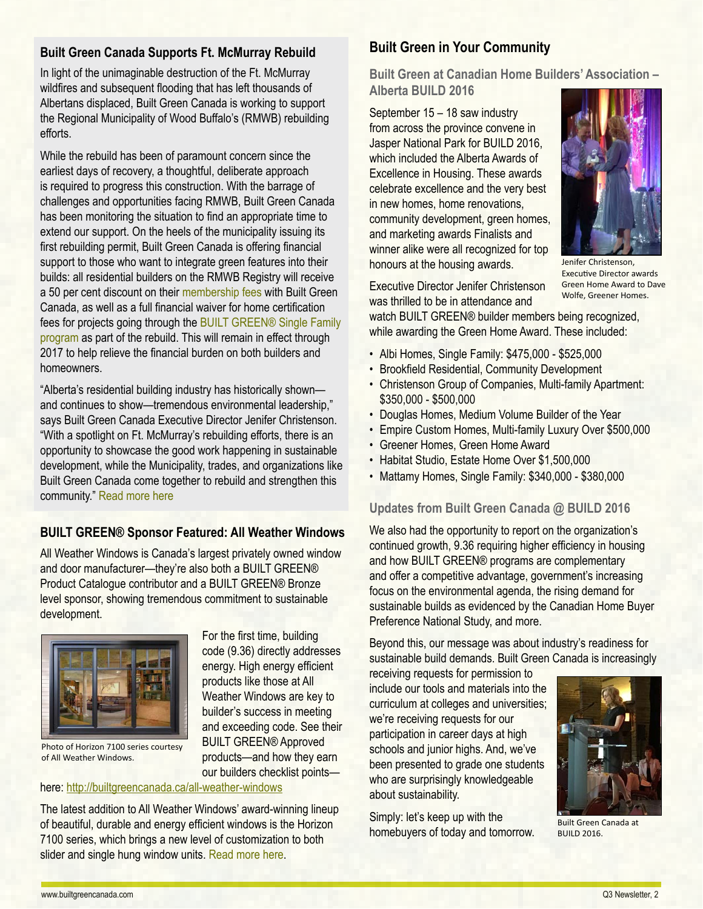## Built Green Canada Supports Ft. McMurray Rebuild

In light of the unimaginable destruction of the Ft. McMurray wildfires and subsequent flooding that has left thousands of Albertans displaced, Built Green Canada is working to support the Regional Municipality of Wood Buffalo's (RMWB) rebuilding efforts.

While the rebuild has been of paramount concern since the earliest days of recovery, a thoughtful, deliberate approach is required to progress this construction. With the barrage of challenges and opportunities facing RMWB, Built Green Canada has been monitoring the situation to find an appropriate time to extend our support. On the heels of the municipality issuing its first rebuilding permit, Built Green Canada is offering financial support to those who want to integrate green features into their builds: all residential builders on the RMWB Registry will receive a 50 per cent discount on their membership fees with Built Green Canada, as well as a full financial waiver for home certification fees for projects going through the BUILT GREEN® Single Family program as part of the rebuild. This will remain in effect through 2017 to help relieve the financial burden on both builders and homeowners.

"Alberta's residential building industry has historically shown—and continues to show—tremendous environmental leadership," says Built Green Canada Executive Director Jenifer Christenson. "With a spotlight on Ft. McMurray's rebuilding efforts, there is an opportunity to showcase the good work happening in sustainable development, while the Municipality, trades, and organizations like Built Green Canada come together to rebuild and strengthen this community." Read more here

## BUILT GREEN® Sponsor Featured: All Weather Windows

All Weather Windows is Canada's largest privately owned window and door manufacturer—they're also both a BUILT GREEN® Product Catalogue contributor and a BUILT GREEN® Bronze level sponsor, showing tremendous commitment to sustainable development.

Photo of Horizon 7100 series courtesy of All Weather Windows.

For the first time, building code (9.36) directly addresses energy. High energy efficient products like those at All Weather Windows are key to builder's success in meeting and exceeding code. See their BUILT GREEN® Approved products—and how they earn our builders checklist points—here: http://builtgreencanada.ca/all-weather-windows

The latest addition to All Weather Windows' award-winning lineup of beautiful, durable and energy efficient windows is the Horizon 7100 series, which brings a new level of customization to both slider and single hung window units. Read more here.

## Built Green in Your Community

### Built Green at Canadian Home Builders' Association – Alberta BUILD 2016

September 15 – 18 saw industry from across the province convene in Jasper National Park for BUILD 2016, which included the Alberta Awards of Excellence in Housing. These awards celebrate excellence and the very best in new homes, home renovations, community development, green homes, and marketing awards Finalists and winner alike were all recognized for top honours at the housing awards.

Jenifer Christenson, Executive Director awards Green Home Award to Dave Wolfe, Greener Homes.

Executive Director Jenifer Christenson was thrilled to be in attendance and watch BUILT GREEN® builder members being recognized, while awarding the Green Home Award. These included:

- Albi Homes, Single Family: $475,000 - $525,000
- Brookfield Residential, Community Development
- Christenson Group of Companies, Multi-family Apartment: $350,000 - $500,000
- Douglas Homes, Medium Volume Builder of the Year
- Empire Custom Homes, Multi-family Luxury Over $500,000
- Greener Homes, Green Home Award
- Habitat Studio, Estate Home Over $1,500,000
- Mattamy Homes, Single Family: $340,000 - $380,000

### Updates from Built Green Canada @ BUILD 2016

We also had the opportunity to report on the organization's continued growth, 9.36 requiring higher efficiency in housing and how BUILT GREEN® programs are complementary and offer a competitive advantage, government's increasing focus on the environmental agenda, the rising demand for sustainable builds as evidenced by the Canadian Home Buyer Preference National Study, and more.

Beyond this, our message was about industry's readiness for sustainable build demands. Built Green Canada is increasingly receiving requests for permission to include our tools and materials into the curriculum at colleges and universities; we're receiving requests for our participation in career days at high schools and junior highs. And, we've been presented to grade one students who are surprisingly knowledgeable about sustainability.

Simply: let's keep up with the homebuyers of today and tomorrow.

Built Green Canada at BUILD 2016.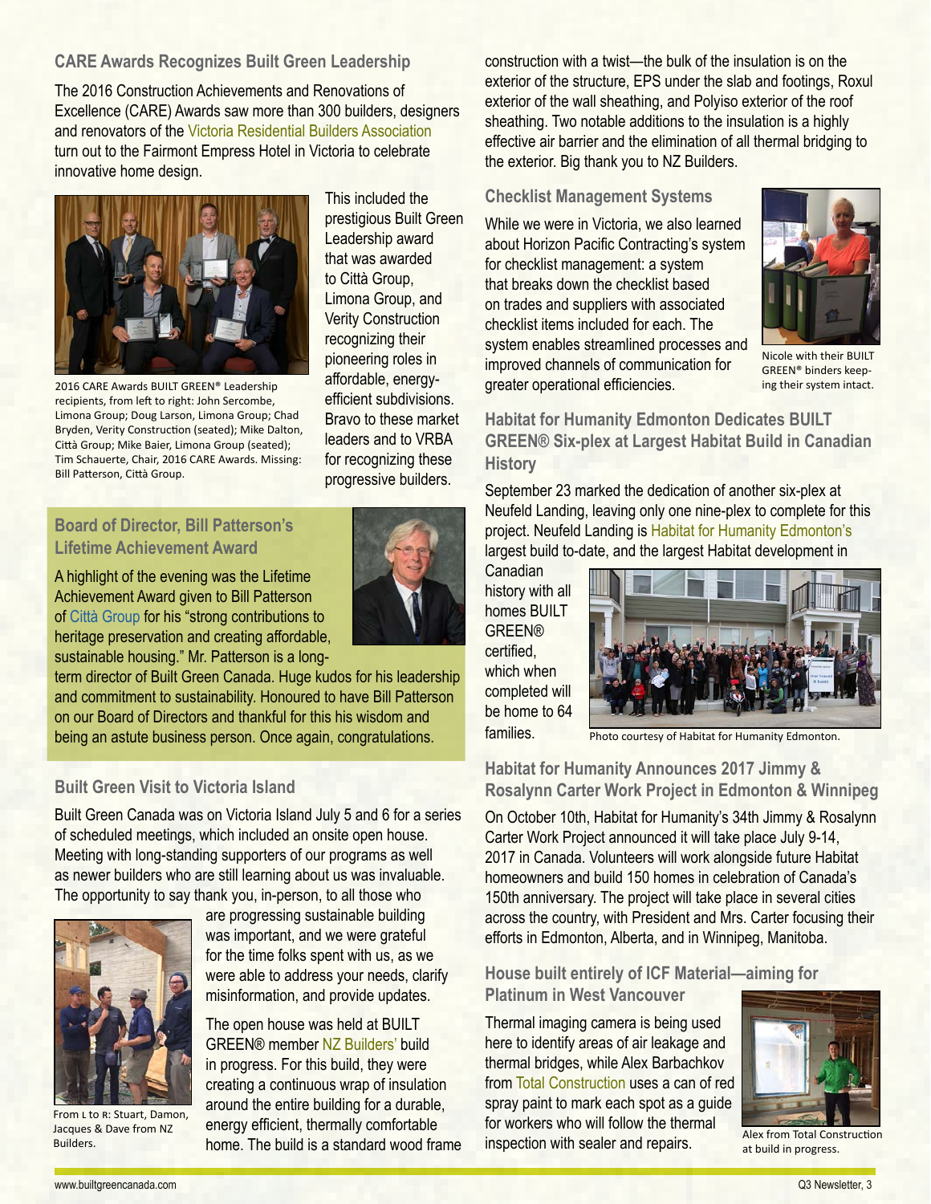## CARE Awards Recognizes Built Green Leadership

The 2016 Construction Achievements and Renovations of Excellence (CARE) Awards saw more than 300 builders, designers and renovators of the Victoria Residential Builders Association turn out to the Fairmont Empress Hotel in Victoria to celebrate innovative home design.

2016 CARE Awards BUILT GREEN® Leadership recipients, from left to right: John Sercombe, Limona Group; Doug Larson, Limona Group; Chad Bryden, Verity Construction (seated); Mike Dalton, Città Group; Mike Baier, Limona Group (seated); Tim Schauerte, Chair, 2016 CARE Awards. Missing: Bill Patterson, Città Group.

This included the prestigious Built Green Leadership award that was awarded to Città Group, Limona Group, and Verity Construction recognizing their pioneering roles in affordable, energy-efficient subdivisions. Bravo to these market leaders and to VRBA for recognizing these progressive builders.

## Board of Director, Bill Patterson's Lifetime Achievement Award

A highlight of the evening was the Lifetime Achievement Award given to Bill Patterson of Città Group for his "strong contributions to heritage preservation and creating affordable, sustainable housing." Mr. Patterson is a long-term director of Built Green Canada. Huge kudos for his leadership and commitment to sustainability. Honoured to have Bill Patterson on our Board of Directors and thankful for this his wisdom and being an astute business person. Once again, congratulations.

## Built Green Visit to Victoria Island

Built Green Canada was on Victoria Island July 5 and 6 for a series of scheduled meetings, which included an onsite open house. Meeting with long-standing supporters of our programs as well as newer builders who are still learning about us was invaluable. The opportunity to say thank you, in-person, to all those who are progressing sustainable building was important, and we were grateful for the time folks spent with us, as we were able to address your needs, clarify misinformation, and provide updates.

From L to R: Stuart, Damon, Jacques & Dave from NZ Builders.

The open house was held at BUILT GREEN® member NZ Builders' build in progress. For this build, they were creating a continuous wrap of insulation around the entire building for a durable, energy efficient, thermally comfortable home. The build is a standard wood frame construction with a twist—the bulk of the insulation is on the exterior of the structure, EPS under the slab and footings, Roxul exterior of the wall sheathing, and Polyiso exterior of the roof sheathing. Two notable additions to the insulation is a highly effective air barrier and the elimination of all thermal bridging to the exterior. Big thank you to NZ Builders.

## Checklist Management Systems

While we were in Victoria, we also learned about Horizon Pacific Contracting's system for checklist management: a system that breaks down the checklist based on trades and suppliers with associated checklist items included for each. The system enables streamlined processes and improved channels of communication for greater operational efficiencies.

Nicole with their BUILT GREEN® binders keeping their system intact.

## Habitat for Humanity Edmonton Dedicates BUILT GREEN® Six-plex at Largest Habitat Build in Canadian History

September 23 marked the dedication of another six-plex at Neufeld Landing, leaving only one nine-plex to complete for this project. Neufeld Landing is Habitat for Humanity Edmonton's largest build to-date, and the largest Habitat development in Canadian history with all homes BUILT GREEN® certified, which when completed will be home to 64 families.

Photo courtesy of Habitat for Humanity Edmonton.

## Habitat for Humanity Announces 2017 Jimmy & Rosalynn Carter Work Project in Edmonton & Winnipeg

On October 10th, Habitat for Humanity's 34th Jimmy & Rosalynn Carter Work Project announced it will take place July 9-14, 2017 in Canada. Volunteers will work alongside future Habitat homeowners and build 150 homes in celebration of Canada's 150th anniversary. The project will take place in several cities across the country, with President and Mrs. Carter focusing their efforts in Edmonton, Alberta, and in Winnipeg, Manitoba.

## House built entirely of ICF Material—aiming for Platinum in West Vancouver

Thermal imaging camera is being used here to identify areas of air leakage and thermal bridges, while Alex Barbachkov from Total Construction uses a can of red spray paint to mark each spot as a guide for workers who will follow the thermal inspection with sealer and repairs.

Alex from Total Construction at build in progress.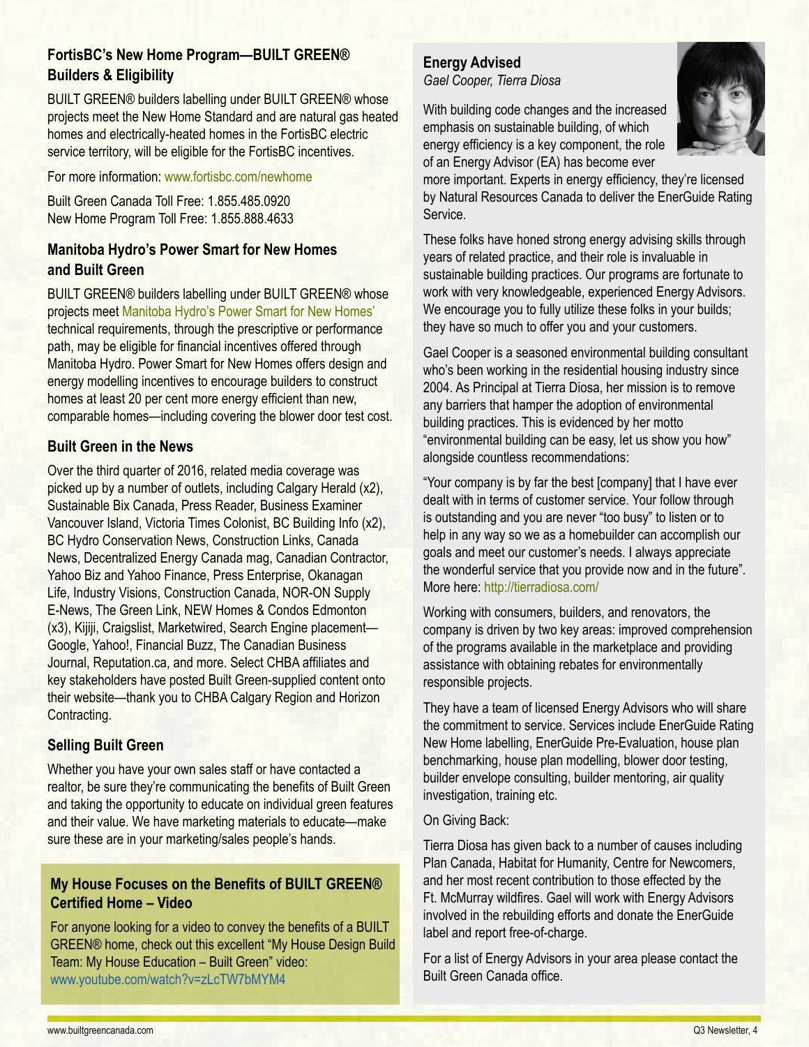### FortisBC's New Home Program—BUILT GREEN® Builders & Eligibility

BUILT GREEN® builders labelling under BUILT GREEN® whose projects meet the New Home Standard and are natural gas heated homes and electrically-heated homes in the FortisBC electric service territory, will be eligible for the FortisBC incentives.

For more information: www.fortisbc.com/newhome

Built Green Canada Toll Free: 1.855.485.0920
New Home Program Toll Free: 1.855.888.4633

### Manitoba Hydro's Power Smart for New Homes and Built Green

BUILT GREEN® builders labelling under BUILT GREEN® whose projects meet Manitoba Hydro's Power Smart for New Homes' technical requirements, through the prescriptive or performance path, may be eligible for financial incentives offered through Manitoba Hydro. Power Smart for New Homes offers design and energy modelling incentives to encourage builders to construct homes at least 20 per cent more energy efficient than new, comparable homes—including covering the blower door test cost.

### Built Green in the News

Over the third quarter of 2016, related media coverage was picked up by a number of outlets, including Calgary Herald (x2), Sustainable Bix Canada, Press Reader, Business Examiner Vancouver Island, Victoria Times Colonist, BC Building Info (x2), BC Hydro Conservation News, Construction Links, Canada News, Decentralized Energy Canada mag, Canadian Contractor, Yahoo Biz and Yahoo Finance, Press Enterprise, Okanagan Life, Industry Visions, Construction Canada, NOR-ON Supply E-News, The Green Link, NEW Homes & Condos Edmonton (x3), Kijiji, Craigslist, Marketwired, Search Engine placement—Google, Yahoo!, Financial Buzz, The Canadian Business Journal, Reputation.ca, and more. Select CHBA affiliates and key stakeholders have posted Built Green-supplied content onto their website—thank you to CHBA Calgary Region and Horizon Contracting.

### Selling Built Green

Whether you have your own sales staff or have contacted a realtor, be sure they're communicating the benefits of Built Green and taking the opportunity to educate on individual green features and their value. We have marketing materials to educate—make sure these are in your marketing/sales people's hands.

### My House Focuses on the Benefits of BUILT GREEN® Certified Home – Video

For anyone looking for a video to convey the benefits of a BUILT GREEN® home, check out this excellent "My House Design Build Team: My House Education – Built Green" video: www.youtube.com/watch?v=zLcTW7bMYM4

### Energy Advised

*Gael Cooper, Tierra Diosa*

With building code changes and the increased emphasis on sustainable building, of which energy efficiency is a key component, the role of an Energy Advisor (EA) has become ever more important. Experts in energy efficiency, they're licensed by Natural Resources Canada to deliver the EnerGuide Rating Service.

These folks have honed strong energy advising skills through years of related practice, and their role is invaluable in sustainable building practices. Our programs are fortunate to work with very knowledgeable, experienced Energy Advisors. We encourage you to fully utilize these folks in your builds; they have so much to offer you and your customers.

Gael Cooper is a seasoned environmental building consultant who's been working in the residential housing industry since 2004. As Principal at Tierra Diosa, her mission is to remove any barriers that hamper the adoption of environmental building practices. This is evidenced by her motto "environmental building can be easy, let us show you how" alongside countless recommendations:

"Your company is by far the best [company] that I have ever dealt with in terms of customer service. Your follow through is outstanding and you are never "too busy" to listen or to help in any way so we as a homebuilder can accomplish our goals and meet our customer's needs. I always appreciate the wonderful service that you provide now and in the future". More here: http://tierradiosa.com/

Working with consumers, builders, and renovators, the company is driven by two key areas: improved comprehension of the programs available in the marketplace and providing assistance with obtaining rebates for environmentally responsible projects.

They have a team of licensed Energy Advisors who will share the commitment to service. Services include EnerGuide Rating New Home labelling, EnerGuide Pre-Evaluation, house plan benchmarking, house plan modelling, blower door testing, builder envelope consulting, builder mentoring, air quality investigation, training etc.

On Giving Back:

Tierra Diosa has given back to a number of causes including Plan Canada, Habitat for Humanity, Centre for Newcomers, and her most recent contribution to those effected by the Ft. McMurray wildfires. Gael will work with Energy Advisors involved in the rebuilding efforts and donate the EnerGuide label and report free-of-charge.

For a list of Energy Advisors in your area please contact the Built Green Canada office.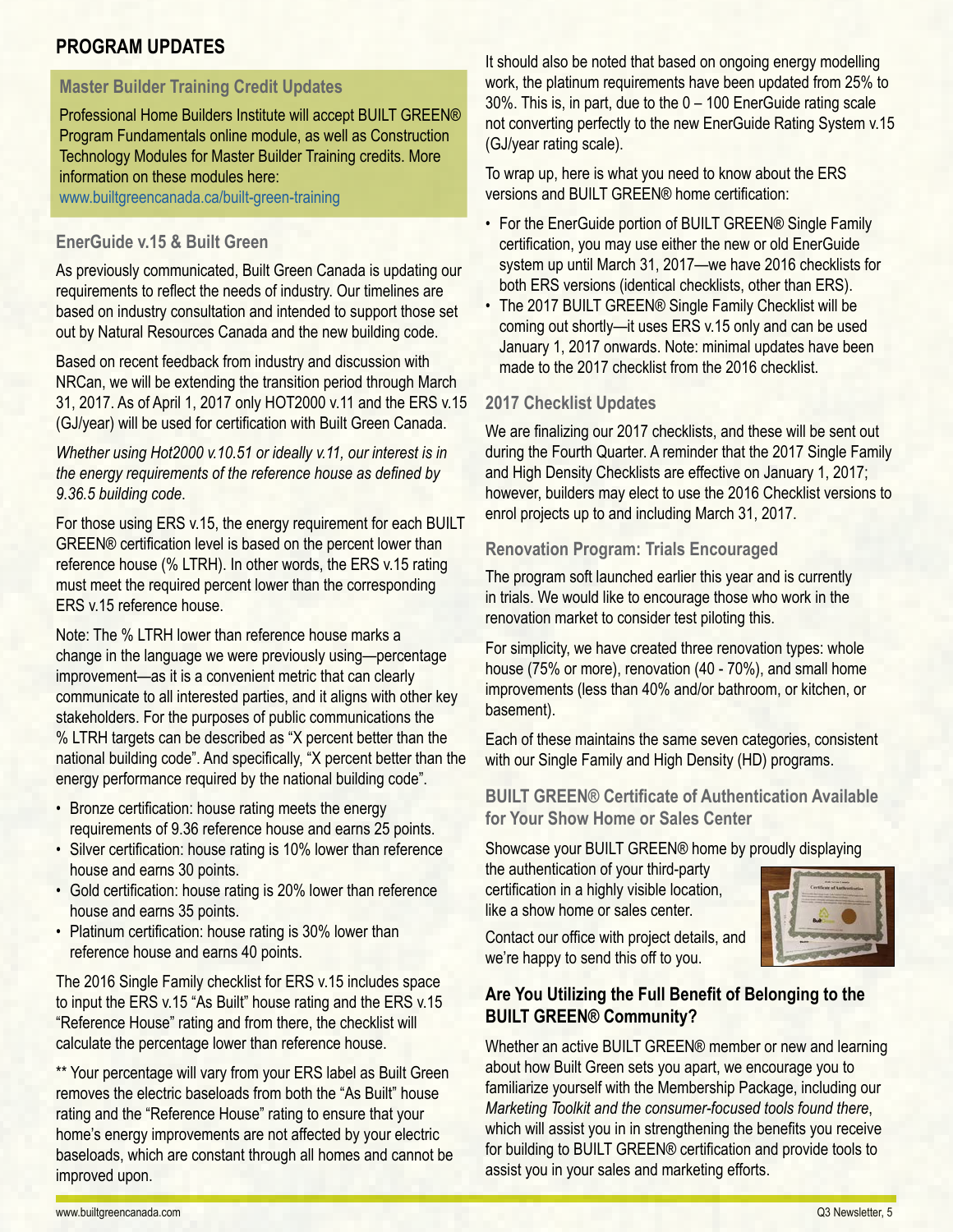## PROGRAM UPDATES

### Master Builder Training Credit Updates

Professional Home Builders Institute will accept BUILT GREEN® Program Fundamentals online module, as well as Construction Technology Modules for Master Builder Training credits. More information on these modules here:
www.builtgreencanada.ca/built-green-training

### EnerGuide v.15 & Built Green

As previously communicated, Built Green Canada is updating our requirements to reflect the needs of industry. Our timelines are based on industry consultation and intended to support those set out by Natural Resources Canada and the new building code.

Based on recent feedback from industry and discussion with NRCan, we will be extending the transition period through March 31, 2017. As of April 1, 2017 only HOT2000 v.11 and the ERS v.15 (GJ/year) will be used for certification with Built Green Canada.

*Whether using Hot2000 v.10.51 or ideally v.11, our interest is in the energy requirements of the reference house as defined by 9.36.5 building code*.

For those using ERS v.15, the energy requirement for each BUILT GREEN® certification level is based on the percent lower than reference house (% LTRH). In other words, the ERS v.15 rating must meet the required percent lower than the corresponding ERS v.15 reference house.

Note: The % LTRH lower than reference house marks a change in the language we were previously using—percentage improvement—as it is a convenient metric that can clearly communicate to all interested parties, and it aligns with other key stakeholders. For the purposes of public communications the % LTRH targets can be described as "X percent better than the national building code". And specifically, "X percent better than the energy performance required by the national building code".

- Bronze certification: house rating meets the energy requirements of 9.36 reference house and earns 25 points.
- Silver certification: house rating is 10% lower than reference house and earns 30 points.
- Gold certification: house rating is 20% lower than reference house and earns 35 points.
- Platinum certification: house rating is 30% lower than reference house and earns 40 points.

The 2016 Single Family checklist for ERS v.15 includes space to input the ERS v.15 "As Built" house rating and the ERS v.15 "Reference House" rating and from there, the checklist will calculate the percentage lower than reference house.

** Your percentage will vary from your ERS label as Built Green removes the electric baseloads from both the "As Built" house rating and the "Reference House" rating to ensure that your home's energy improvements are not affected by your electric baseloads, which are constant through all homes and cannot be improved upon.

It should also be noted that based on ongoing energy modelling work, the platinum requirements have been updated from 25% to 30%. This is, in part, due to the 0 – 100 EnerGuide rating scale not converting perfectly to the new EnerGuide Rating System v.15 (GJ/year rating scale).

To wrap up, here is what you need to know about the ERS versions and BUILT GREEN® home certification:

- For the EnerGuide portion of BUILT GREEN® Single Family certification, you may use either the new or old EnerGuide system up until March 31, 2017—we have 2016 checklists for both ERS versions (identical checklists, other than ERS).
- The 2017 BUILT GREEN® Single Family Checklist will be coming out shortly—it uses ERS v.15 only and can be used January 1, 2017 onwards. Note: minimal updates have been made to the 2017 checklist from the 2016 checklist.

### 2017 Checklist Updates

We are finalizing our 2017 checklists, and these will be sent out during the Fourth Quarter. A reminder that the 2017 Single Family and High Density Checklists are effective on January 1, 2017; however, builders may elect to use the 2016 Checklist versions to enrol projects up to and including March 31, 2017.

### Renovation Program: Trials Encouraged

The program soft launched earlier this year and is currently in trials. We would like to encourage those who work in the renovation market to consider test piloting this.

For simplicity, we have created three renovation types: whole house (75% or more), renovation (40 - 70%), and small home improvements (less than 40% and/or bathroom, or kitchen, or basement).

Each of these maintains the same seven categories, consistent with our Single Family and High Density (HD) programs.

### BUILT GREEN® Certificate of Authentication Available for Your Show Home or Sales Center

Showcase your BUILT GREEN® home by proudly displaying the authentication of your third-party certification in a highly visible location, like a show home or sales center.

Contact our office with project details, and we're happy to send this off to you.

### Are You Utilizing the Full Benefit of Belonging to the BUILT GREEN® Community?

Whether an active BUILT GREEN® member or new and learning about how Built Green sets you apart, we encourage you to familiarize yourself with the Membership Package, including our *Marketing Toolkit and the consumer-focused tools found there*, which will assist you in strengthening the benefits you receive for building to BUILT GREEN® certification and provide tools to assist you in your sales and marketing efforts.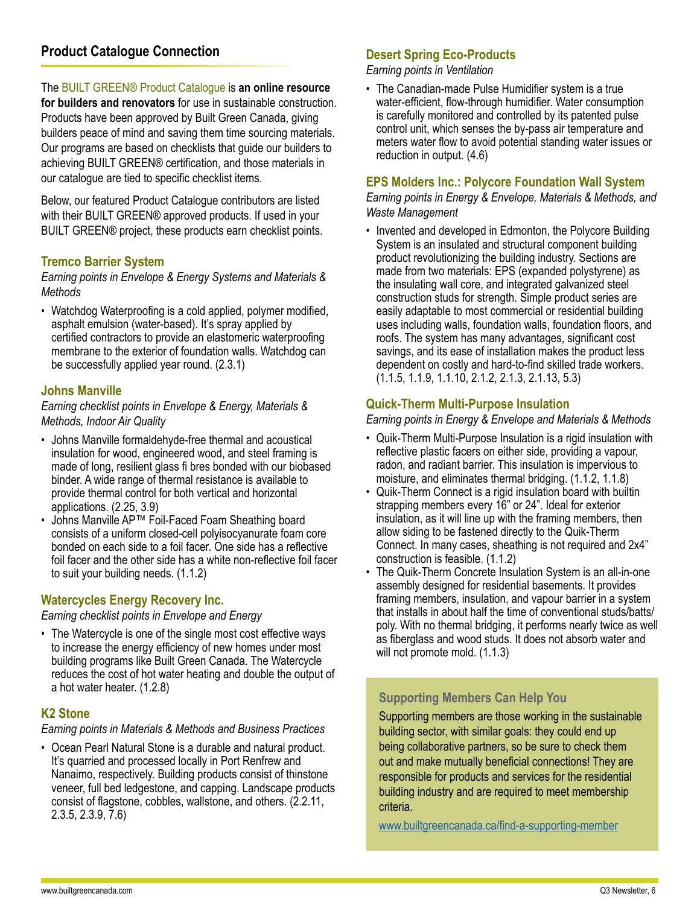## Product Catalogue Connection

The BUILT GREEN® Product Catalogue is **an online resource for builders and renovators** for use in sustainable construction. Products have been approved by Built Green Canada, giving builders peace of mind and saving them time sourcing materials. Our programs are based on checklists that guide our builders to achieving BUILT GREEN® certification, and those materials in our catalogue are tied to specific checklist items.

Below, our featured Product Catalogue contributors are listed with their BUILT GREEN® approved products. If used in your BUILT GREEN® project, these products earn checklist points.

### Tremco Barrier System

*Earning points in Envelope & Energy Systems and Materials & Methods*

- Watchdog Waterproofing is a cold applied, polymer modified, asphalt emulsion (water-based). It's spray applied by certified contractors to provide an elastomeric waterproofing membrane to the exterior of foundation walls. Watchdog can be successfully applied year round. (2.3.1)

### Johns Manville

*Earning checklist points in Envelope & Energy, Materials & Methods, Indoor Air Quality*

- Johns Manville formaldehyde-free thermal and acoustical insulation for wood, engineered wood, and steel framing is made of long, resilient glass fi bres bonded with our biobased binder. A wide range of thermal resistance is available to provide thermal control for both vertical and horizontal applications. (2.25, 3.9)
- Johns Manville AP™ Foil-Faced Foam Sheathing board consists of a uniform closed-cell polyisocyanurate foam core bonded on each side to a foil facer. One side has a reflective foil facer and the other side has a white non-reflective foil facer to suit your building needs. (1.1.2)

### Watercycles Energy Recovery Inc.

*Earning checklist points in Envelope and Energy*

- The Watercycle is one of the single most cost effective ways to increase the energy efficiency of new homes under most building programs like Built Green Canada. The Watercycle reduces the cost of hot water heating and double the output of a hot water heater. (1.2.8)

### K2 Stone

*Earning points in Materials & Methods and Business Practices*

- Ocean Pearl Natural Stone is a durable and natural product. It's quarried and processed locally in Port Renfrew and Nanaimo, respectively. Building products consist of thinstone veneer, full bed ledgestone, and capping. Landscape products consist of flagstone, cobbles, wallstone, and others. (2.2.11, 2.3.5, 2.3.9, 7.6)

### Desert Spring Eco-Products

*Earning points in Ventilation*

- The Canadian-made Pulse Humidifier system is a true water-efficient, flow-through humidifier. Water consumption is carefully monitored and controlled by its patented pulse control unit, which senses the by-pass air temperature and meters water flow to avoid potential standing water issues or reduction in output. (4.6)

### EPS Molders Inc.: Polycore Foundation Wall System

*Earning points in Energy & Envelope, Materials & Methods, and Waste Management*

- Invented and developed in Edmonton, the Polycore Building System is an insulated and structural component building product revolutionizing the building industry. Sections are made from two materials: EPS (expanded polystyrene) as the insulating wall core, and integrated galvanized steel construction studs for strength. Simple product series are easily adaptable to most commercial or residential building uses including walls, foundation walls, foundation floors, and roofs. The system has many advantages, significant cost savings, and its ease of installation makes the product less dependent on costly and hard-to-find skilled trade workers. (1.1.5, 1.1.9, 1.1.10, 2.1.2, 2.1.3, 2.1.13, 5.3)

### Quick-Therm Multi-Purpose Insulation

*Earning points in Energy & Envelope and Materials & Methods*

- Quik-Therm Multi-Purpose Insulation is a rigid insulation with reflective plastic facers on either side, providing a vapour, radon, and radiant barrier. This insulation is impervious to moisture, and eliminates thermal bridging. (1.1.2, 1.1.8)
- Quik-Therm Connect is a rigid insulation board with builtin strapping members every 16" or 24". Ideal for exterior insulation, as it will line up with the framing members, then allow siding to be fastened directly to the Quik-Therm Connect. In many cases, sheathing is not required and 2x4" construction is feasible. (1.1.2)
- The Quik-Therm Concrete Insulation System is an all-in-one assembly designed for residential basements. It provides framing members, insulation, and vapour barrier in a system that installs in about half the time of conventional studs/batts/poly. With no thermal bridging, it performs nearly twice as well as fiberglass and wood studs. It does not absorb water and will not promote mold. (1.1.3)

### Supporting Members Can Help You

Supporting members are those working in the sustainable building sector, with similar goals: they could end up being collaborative partners, so be sure to check them out and make mutually beneficial connections! They are responsible for products and services for the residential building industry and are required to meet membership criteria.

www.builtgreencanada.ca/find-a-supporting-member